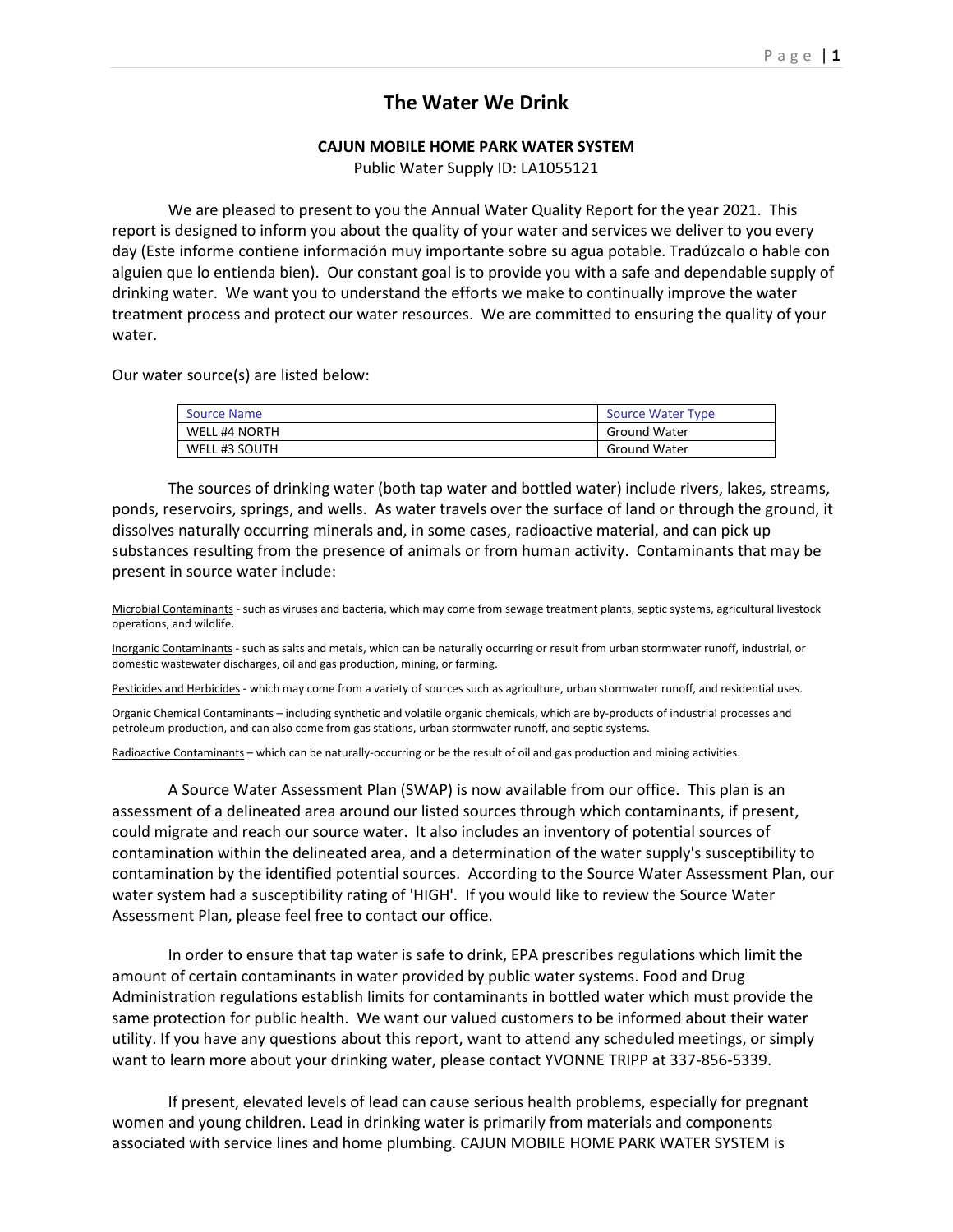# The Water We Drink

**CAJUN MOBILE HOME PARK WATER SYSTEM**

Public Water Supply ID: LA1055121

We are pleased to present to you the Annual Water Quality Report for the year 2021. This report is designed to inform you about the quality of your water and services we deliver to you every day (Este informe contiene información muy importante sobre su agua potable. Tradúzcalo o hable con alguien que lo entienda bien). Our constant goal is to provide you with a safe and dependable supply of drinking water. We want you to understand the efforts we make to continually improve the water treatment process and protect our water resources. We are committed to ensuring the quality of your water.

Our water source(s) are listed below:

| Source Name | Source Water Type |
|---|---|
| WELL #4 NORTH | Ground Water |
| WELL #3 SOUTH | Ground Water |

The sources of drinking water (both tap water and bottled water) include rivers, lakes, streams, ponds, reservoirs, springs, and wells. As water travels over the surface of land or through the ground, it dissolves naturally occurring minerals and, in some cases, radioactive material, and can pick up substances resulting from the presence of animals or from human activity. Contaminants that may be present in source water include:

Microbial Contaminants - such as viruses and bacteria, which may come from sewage treatment plants, septic systems, agricultural livestock operations, and wildlife.

Inorganic Contaminants - such as salts and metals, which can be naturally occurring or result from urban stormwater runoff, industrial, or domestic wastewater discharges, oil and gas production, mining, or farming.

Pesticides and Herbicides - which may come from a variety of sources such as agriculture, urban stormwater runoff, and residential uses.

Organic Chemical Contaminants – including synthetic and volatile organic chemicals, which are by-products of industrial processes and petroleum production, and can also come from gas stations, urban stormwater runoff, and septic systems.

Radioactive Contaminants – which can be naturally-occurring or be the result of oil and gas production and mining activities.

A Source Water Assessment Plan (SWAP) is now available from our office. This plan is an assessment of a delineated area around our listed sources through which contaminants, if present, could migrate and reach our source water. It also includes an inventory of potential sources of contamination within the delineated area, and a determination of the water supply's susceptibility to contamination by the identified potential sources. According to the Source Water Assessment Plan, our water system had a susceptibility rating of 'HIGH'. If you would like to review the Source Water Assessment Plan, please feel free to contact our office.

In order to ensure that tap water is safe to drink, EPA prescribes regulations which limit the amount of certain contaminants in water provided by public water systems. Food and Drug Administration regulations establish limits for contaminants in bottled water which must provide the same protection for public health. We want our valued customers to be informed about their water utility. If you have any questions about this report, want to attend any scheduled meetings, or simply want to learn more about your drinking water, please contact YVONNE TRIPP at 337-856-5339.

If present, elevated levels of lead can cause serious health problems, especially for pregnant women and young children. Lead in drinking water is primarily from materials and components associated with service lines and home plumbing. CAJUN MOBILE HOME PARK WATER SYSTEM is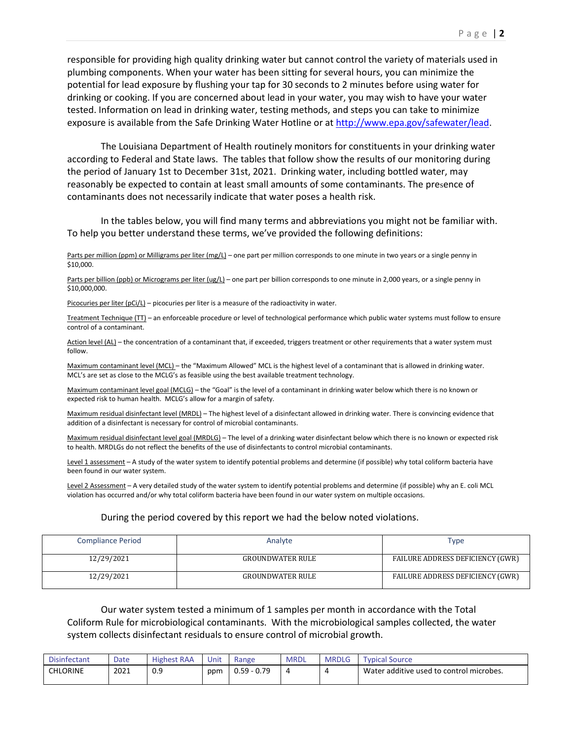responsible for providing high quality drinking water but cannot control the variety of materials used in plumbing components. When your water has been sitting for several hours, you can minimize the potential for lead exposure by flushing your tap for 30 seconds to 2 minutes before using water for drinking or cooking. If you are concerned about lead in your water, you may wish to have your water tested. Information on lead in drinking water, testing methods, and steps you can take to minimize exposure is available from the Safe Drinking Water Hotline or at http://www.epa.gov/safewater/lead.

The Louisiana Department of Health routinely monitors for constituents in your drinking water according to Federal and State laws. The tables that follow show the results of our monitoring during the period of January 1st to December 31st, 2021. Drinking water, including bottled water, may reasonably be expected to contain at least small amounts of some contaminants. The presence of contaminants does not necessarily indicate that water poses a health risk.

In the tables below, you will find many terms and abbreviations you might not be familiar with. To help you better understand these terms, we've provided the following definitions:

Parts per million (ppm) or Milligrams per liter (mg/L) – one part per million corresponds to one minute in two years or a single penny in $10,000.

Parts per billion (ppb) or Micrograms per liter (ug/L) – one part per billion corresponds to one minute in 2,000 years, or a single penny in $10,000,000.

Picocuries per liter (pCi/L) – picocuries per liter is a measure of the radioactivity in water.

Treatment Technique (TT) – an enforceable procedure or level of technological performance which public water systems must follow to ensure control of a contaminant.

Action level (AL) – the concentration of a contaminant that, if exceeded, triggers treatment or other requirements that a water system must follow.

Maximum contaminant level (MCL) – the "Maximum Allowed" MCL is the highest level of a contaminant that is allowed in drinking water. MCL's are set as close to the MCLG's as feasible using the best available treatment technology.

Maximum contaminant level goal (MCLG) – the "Goal" is the level of a contaminant in drinking water below which there is no known or expected risk to human health. MCLG's allow for a margin of safety.

Maximum residual disinfectant level (MRDL) – The highest level of a disinfectant allowed in drinking water. There is convincing evidence that addition of a disinfectant is necessary for control of microbial contaminants.

Maximum residual disinfectant level goal (MRDLG) – The level of a drinking water disinfectant below which there is no known or expected risk to health. MRDLGs do not reflect the benefits of the use of disinfectants to control microbial contaminants.

Level 1 assessment – A study of the water system to identify potential problems and determine (if possible) why total coliform bacteria have been found in our water system.

Level 2 Assessment – A very detailed study of the water system to identify potential problems and determine (if possible) why an E. coli MCL violation has occurred and/or why total coliform bacteria have been found in our water system on multiple occasions.

During the period covered by this report we had the below noted violations.

| Compliance Period | Analyte | Type |
|---|---|---|
| 12/29/2021 | GROUNDWATER RULE | FAILURE ADDRESS DEFICIENCY (GWR) |
| 12/29/2021 | GROUNDWATER RULE | FAILURE ADDRESS DEFICIENCY (GWR) |

Our water system tested a minimum of 1 samples per month in accordance with the Total Coliform Rule for microbiological contaminants. With the microbiological samples collected, the water system collects disinfectant residuals to ensure control of microbial growth.

| Disinfectant | Date | Highest RAA | Unit | Range | MRDL | MRDLG | Typical Source |
|---|---|---|---|---|---|---|---|
| CHLORINE | 2021 | 0.9 | ppm | 0.59 - 0.79 | 4 | 4 | Water additive used to control microbes. |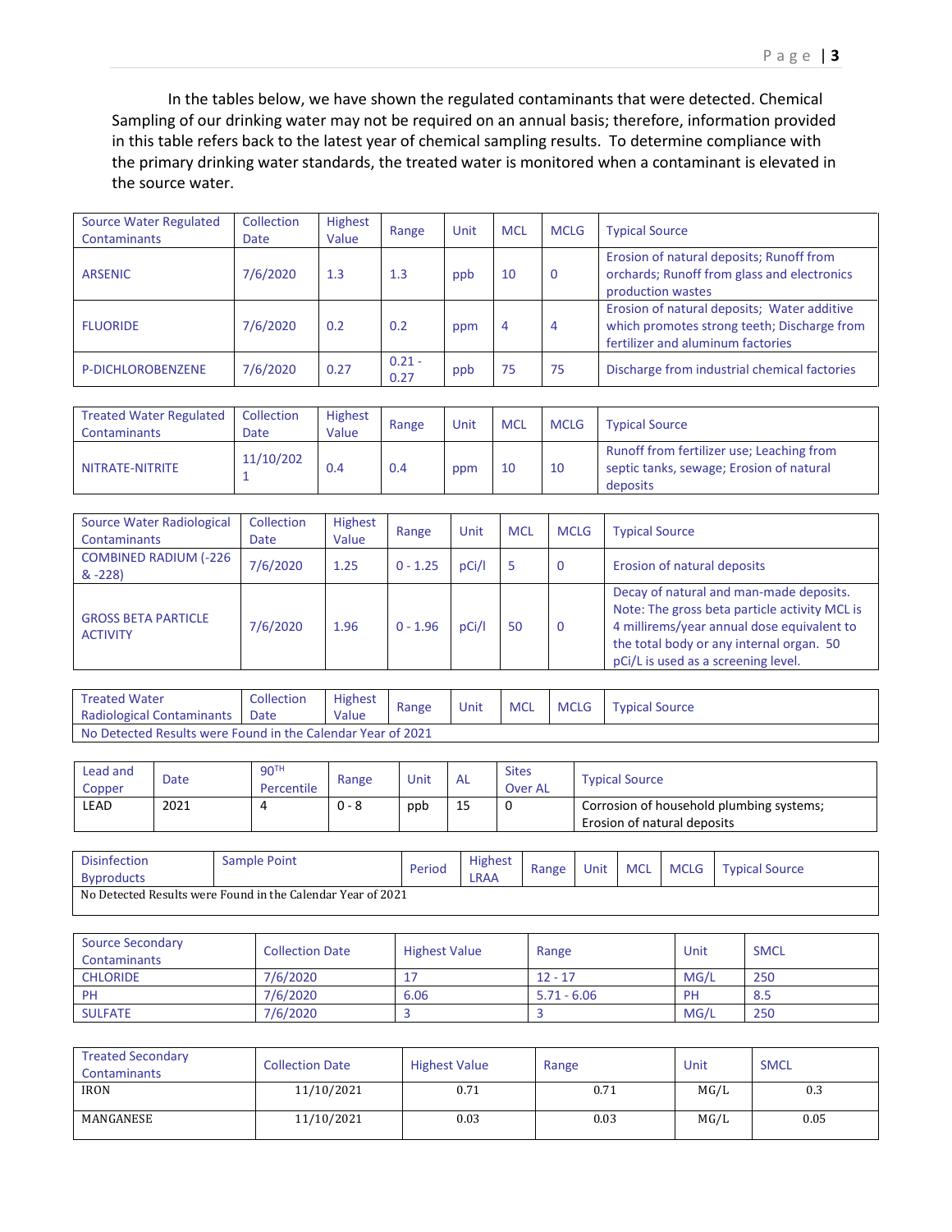In the tables below, we have shown the regulated contaminants that were detected. Chemical Sampling of our drinking water may not be required on an annual basis; therefore, information provided in this table refers back to the latest year of chemical sampling results. To determine compliance with the primary drinking water standards, the treated water is monitored when a contaminant is elevated in the source water.

| Source Water Regulated Contaminants | Collection Date | Highest Value | Range | Unit | MCL | MCLG | Typical Source |
|---|---|---|---|---|---|---|---|
| ARSENIC | 7/6/2020 | 1.3 | 1.3 | ppb | 10 | 0 | Erosion of natural deposits; Runoff from orchards; Runoff from glass and electronics production wastes |
| FLUORIDE | 7/6/2020 | 0.2 | 0.2 | ppm | 4 | 4 | Erosion of natural deposits; Water additive which promotes strong teeth; Discharge from fertilizer and aluminum factories |
| P-DICHLOROBENZENE | 7/6/2020 | 0.27 | 0.21 - 0.27 | ppb | 75 | 75 | Discharge from industrial chemical factories |

| Treated Water Regulated Contaminants | Collection Date | Highest Value | Range | Unit | MCL | MCLG | Typical Source |
|---|---|---|---|---|---|---|---|
| NITRATE-NITRITE | 11/10/2021 | 0.4 | 0.4 | ppm | 10 | 10 | Runoff from fertilizer use; Leaching from septic tanks, sewage; Erosion of natural deposits |

| Source Water Radiological Contaminants | Collection Date | Highest Value | Range | Unit | MCL | MCLG | Typical Source |
|---|---|---|---|---|---|---|---|
| COMBINED RADIUM (-226 & -228) | 7/6/2020 | 1.25 | 0 - 1.25 | pCi/l | 5 | 0 | Erosion of natural deposits |
| GROSS BETA PARTICLE ACTIVITY | 7/6/2020 | 1.96 | 0 - 1.96 | pCi/l | 50 | 0 | Decay of natural and man-made deposits. Note: The gross beta particle activity MCL is 4 millirems/year annual dose equivalent to the total body or any internal organ. 50 pCi/L is used as a screening level. |

| Treated Water Radiological Contaminants | Collection Date | Highest Value | Range | Unit | MCL | MCLG | Typical Source |
|---|---|---|---|---|---|---|---|
| No Detected Results were Found in the Calendar Year of 2021 | | | | | | | |

| Lead and Copper | Date | 90TH Percentile | Range | Unit | AL | Sites Over AL | Typical Source |
|---|---|---|---|---|---|---|---|
| LEAD | 2021 | 4 | 0 - 8 | ppb | 15 | 0 | Corrosion of household plumbing systems; Erosion of natural deposits |

| Disinfection Byproducts | Sample Point | Period | Highest LRAA | Range | Unit | MCL | MCLG | Typical Source |
|---|---|---|---|---|---|---|---|---|
| No Detected Results were Found in the Calendar Year of 2021 | | | | | | | | |

| Source Secondary Contaminants | Collection Date | Highest Value | Range | Unit | SMCL |
|---|---|---|---|---|---|
| CHLORIDE | 7/6/2020 | 17 | 12 - 17 | MG/L | 250 |
| PH | 7/6/2020 | 6.06 | 5.71 - 6.06 | PH | 8.5 |
| SULFATE | 7/6/2020 | 3 | 3 | MG/L | 250 |

| Treated Secondary Contaminants | Collection Date | Highest Value | Range | Unit | SMCL |
|---|---|---|---|---|---|
| IRON | 11/10/2021 | 0.71 | 0.71 | MG/L | 0.3 |
| MANGANESE | 11/10/2021 | 0.03 | 0.03 | MG/L | 0.05 |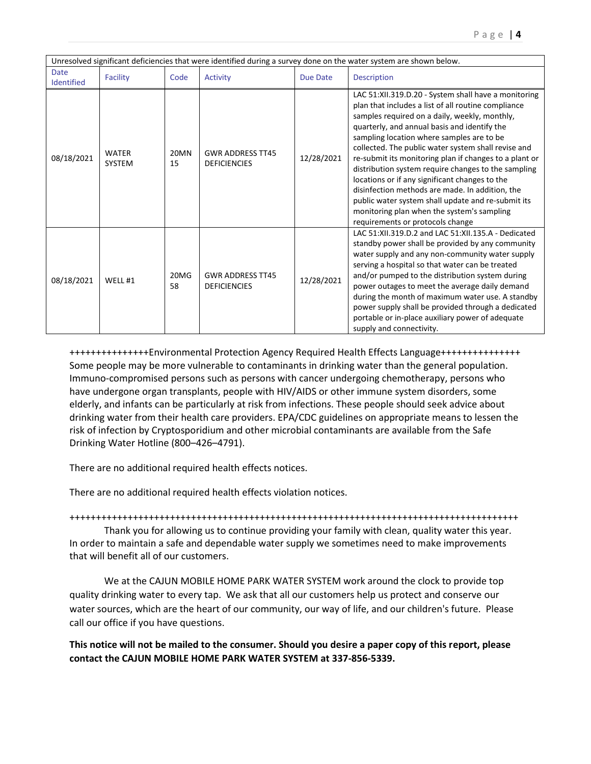| Unresolved significant deficiencies that were identified during a survey done on the water system are shown below. | | | | | |
|---|---|---|---|---|---|
| Date Identified | Facility | Code | Activity | Due Date | Description |
| 08/18/2021 | WATER SYSTEM | 20MN 15 | GWR ADDRESS TT45 DEFICIENCIES | 12/28/2021 | LAC 51:XII.319.D.20 - System shall have a monitoring plan that includes a list of all routine compliance samples required on a daily, weekly, monthly, quarterly, and annual basis and identify the sampling location where samples are to be collected. The public water system shall revise and re-submit its monitoring plan if changes to a plant or distribution system require changes to the sampling locations or if any significant changes to the disinfection methods are made. In addition, the public water system shall update and re-submit its monitoring plan when the system's sampling requirements or protocols change |
| 08/18/2021 | WELL #1 | 20MG 58 | GWR ADDRESS TT45 DEFICIENCIES | 12/28/2021 | LAC 51:XII.319.D.2 and LAC 51:XII.135.A - Dedicated standby power shall be provided by any community water supply and any non-community water supply serving a hospital so that water can be treated and/or pumped to the distribution system during power outages to meet the average daily demand during the month of maximum water use. A standby power supply shall be provided through a dedicated portable or in-place auxiliary power of adequate supply and connectivity. |

+++++++++++++++Environmental Protection Agency Required Health Effects Language+++++++++++++++
Some people may be more vulnerable to contaminants in drinking water than the general population. Immuno-compromised persons such as persons with cancer undergoing chemotherapy, persons who have undergone organ transplants, people with HIV/AIDS or other immune system disorders, some elderly, and infants can be particularly at risk from infections. These people should seek advice about drinking water from their health care providers. EPA/CDC guidelines on appropriate means to lessen the risk of infection by Cryptosporidium and other microbial contaminants are available from the Safe Drinking Water Hotline (800–426–4791).

There are no additional required health effects notices.

There are no additional required health effects violation notices.

+++++++++++++++++++++++++++++++++++++++++++++++++++++++++++++++++++++++++++++++++++++++++

Thank you for allowing us to continue providing your family with clean, quality water this year. In order to maintain a safe and dependable water supply we sometimes need to make improvements that will benefit all of our customers.

We at the CAJUN MOBILE HOME PARK WATER SYSTEM work around the clock to provide top quality drinking water to every tap. We ask that all our customers help us protect and conserve our water sources, which are the heart of our community, our way of life, and our children's future. Please call our office if you have questions.

**This notice will not be mailed to the consumer. Should you desire a paper copy of this report, please contact the CAJUN MOBILE HOME PARK WATER SYSTEM at 337-856-5339.**